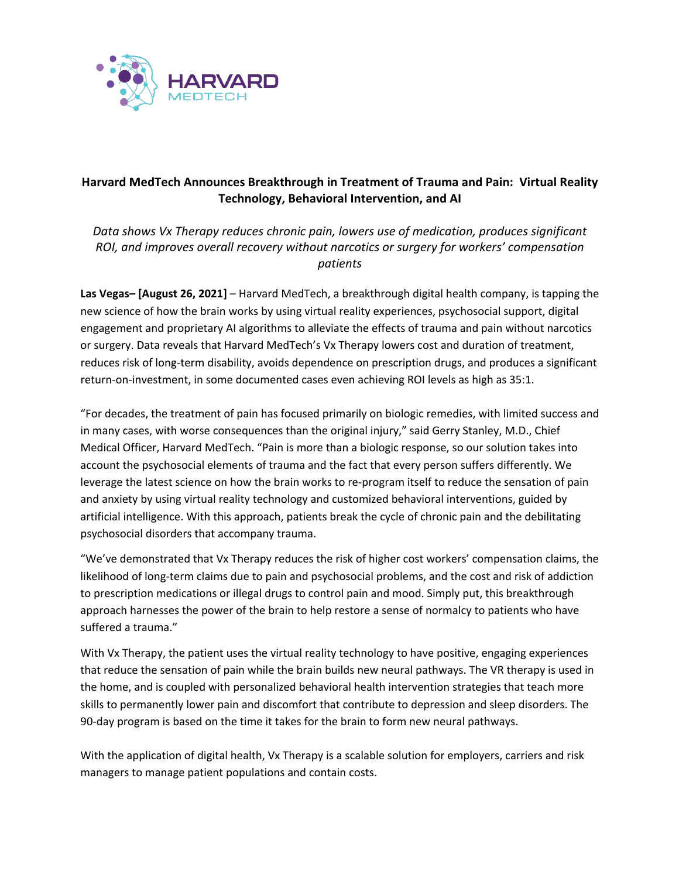HARVARD MEDTECH

# Harvard MedTech Announces Breakthrough in Treatment of Trauma and Pain: Virtual Reality Technology, Behavioral Intervention, and AI

*Data shows Vx Therapy reduces chronic pain, lowers use of medication, produces significant ROI, and improves overall recovery without narcotics or surgery for workers' compensation patients*

**Las Vegas– [August 26, 2021]** – Harvard MedTech, a breakthrough digital health company, is tapping the new science of how the brain works by using virtual reality experiences, psychosocial support, digital engagement and proprietary AI algorithms to alleviate the effects of trauma and pain without narcotics or surgery. Data reveals that Harvard MedTech's Vx Therapy lowers cost and duration of treatment, reduces risk of long-term disability, avoids dependence on prescription drugs, and produces a significant return-on-investment, in some documented cases even achieving ROI levels as high as 35:1.

"For decades, the treatment of pain has focused primarily on biologic remedies, with limited success and in many cases, with worse consequences than the original injury," said Gerry Stanley, M.D., Chief Medical Officer, Harvard MedTech. "Pain is more than a biologic response, so our solution takes into account the psychosocial elements of trauma and the fact that every person suffers differently. We leverage the latest science on how the brain works to re-program itself to reduce the sensation of pain and anxiety by using virtual reality technology and customized behavioral interventions, guided by artificial intelligence. With this approach, patients break the cycle of chronic pain and the debilitating psychosocial disorders that accompany trauma.

"We've demonstrated that Vx Therapy reduces the risk of higher cost workers' compensation claims, the likelihood of long-term claims due to pain and psychosocial problems, and the cost and risk of addiction to prescription medications or illegal drugs to control pain and mood. Simply put, this breakthrough approach harnesses the power of the brain to help restore a sense of normalcy to patients who have suffered a trauma."

With Vx Therapy, the patient uses the virtual reality technology to have positive, engaging experiences that reduce the sensation of pain while the brain builds new neural pathways. The VR therapy is used in the home, and is coupled with personalized behavioral health intervention strategies that teach more skills to permanently lower pain and discomfort that contribute to depression and sleep disorders. The 90-day program is based on the time it takes for the brain to form new neural pathways.

With the application of digital health, Vx Therapy is a scalable solution for employers, carriers and risk managers to manage patient populations and contain costs.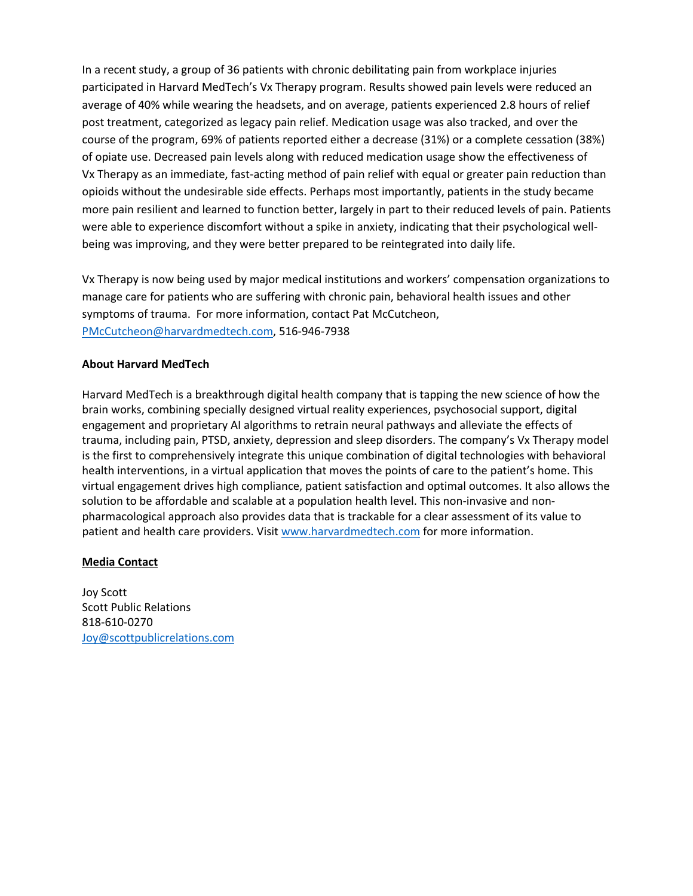In a recent study, a group of 36 patients with chronic debilitating pain from workplace injuries participated in Harvard MedTech's Vx Therapy program. Results showed pain levels were reduced an average of 40% while wearing the headsets, and on average, patients experienced 2.8 hours of relief post treatment, categorized as legacy pain relief. Medication usage was also tracked, and over the course of the program, 69% of patients reported either a decrease (31%) or a complete cessation (38%) of opiate use. Decreased pain levels along with reduced medication usage show the effectiveness of Vx Therapy as an immediate, fast-acting method of pain relief with equal or greater pain reduction than opioids without the undesirable side effects. Perhaps most importantly, patients in the study became more pain resilient and learned to function better, largely in part to their reduced levels of pain. Patients were able to experience discomfort without a spike in anxiety, indicating that their psychological well-being was improving, and they were better prepared to be reintegrated into daily life.

Vx Therapy is now being used by major medical institutions and workers' compensation organizations to manage care for patients who are suffering with chronic pain, behavioral health issues and other symptoms of trauma. For more information, contact Pat McCutcheon, PMcCutcheon@harvardmedtech.com, 516-946-7938

**About Harvard MedTech**

Harvard MedTech is a breakthrough digital health company that is tapping the new science of how the brain works, combining specially designed virtual reality experiences, psychosocial support, digital engagement and proprietary AI algorithms to retrain neural pathways and alleviate the effects of trauma, including pain, PTSD, anxiety, depression and sleep disorders. The company's Vx Therapy model is the first to comprehensively integrate this unique combination of digital technologies with behavioral health interventions, in a virtual application that moves the points of care to the patient's home. This virtual engagement drives high compliance, patient satisfaction and optimal outcomes. It also allows the solution to be affordable and scalable at a population health level. This non-invasive and non-pharmacological approach also provides data that is trackable for a clear assessment of its value to patient and health care providers. Visit www.harvardmedtech.com for more information.

**Media Contact**

Joy Scott
Scott Public Relations
818-610-0270
Joy@scottpublicrelations.com